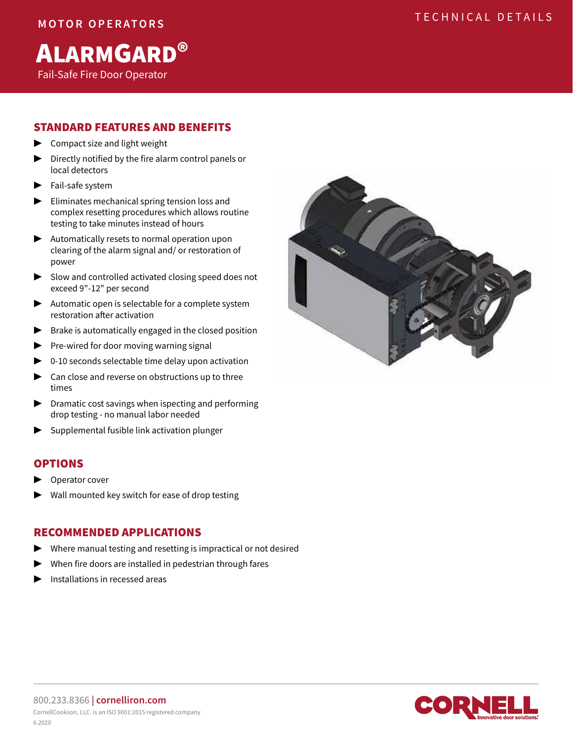MOTOR OPERATORS

TECHNICAL DETAILS

# ALARMGARD®

Fail-Safe Fire Door Operator

## STANDARD FEATURES AND BENEFITS

- Compact size and light weight
- Directly notified by the fire alarm control panels or local detectors
- Fail-safe system
- Eliminates mechanical spring tension loss and complex resetting procedures which allows routine testing to take minutes instead of hours
- Automatically resets to normal operation upon clearing of the alarm signal and/ or restoration of power
- Slow and controlled activated closing speed does not exceed 9"-12" per second
- Automatic open is selectable for a complete system restoration after activation
- Brake is automatically engaged in the closed position
- Pre-wired for door moving warning signal
- 0-10 seconds selectable time delay upon activation
- Can close and reverse on obstructions up to three times
- Dramatic cost savings when ispecting and performing drop testing - no manual labor needed
- Supplemental fusible link activation plunger

## OPTIONS

- Operator cover
- Wall mounted key switch for ease of drop testing

## RECOMMENDED APPLICATIONS

- Where manual testing and resetting is impractical or not desired
- When fire doors are installed in pedestrian through fares
- Installations in recessed areas

800.233.8366 | cornelliron.com

CornellCookson, LLC. is an ISO 9001:2015 registered company

6.2020

CORNELL Innovative door solutions.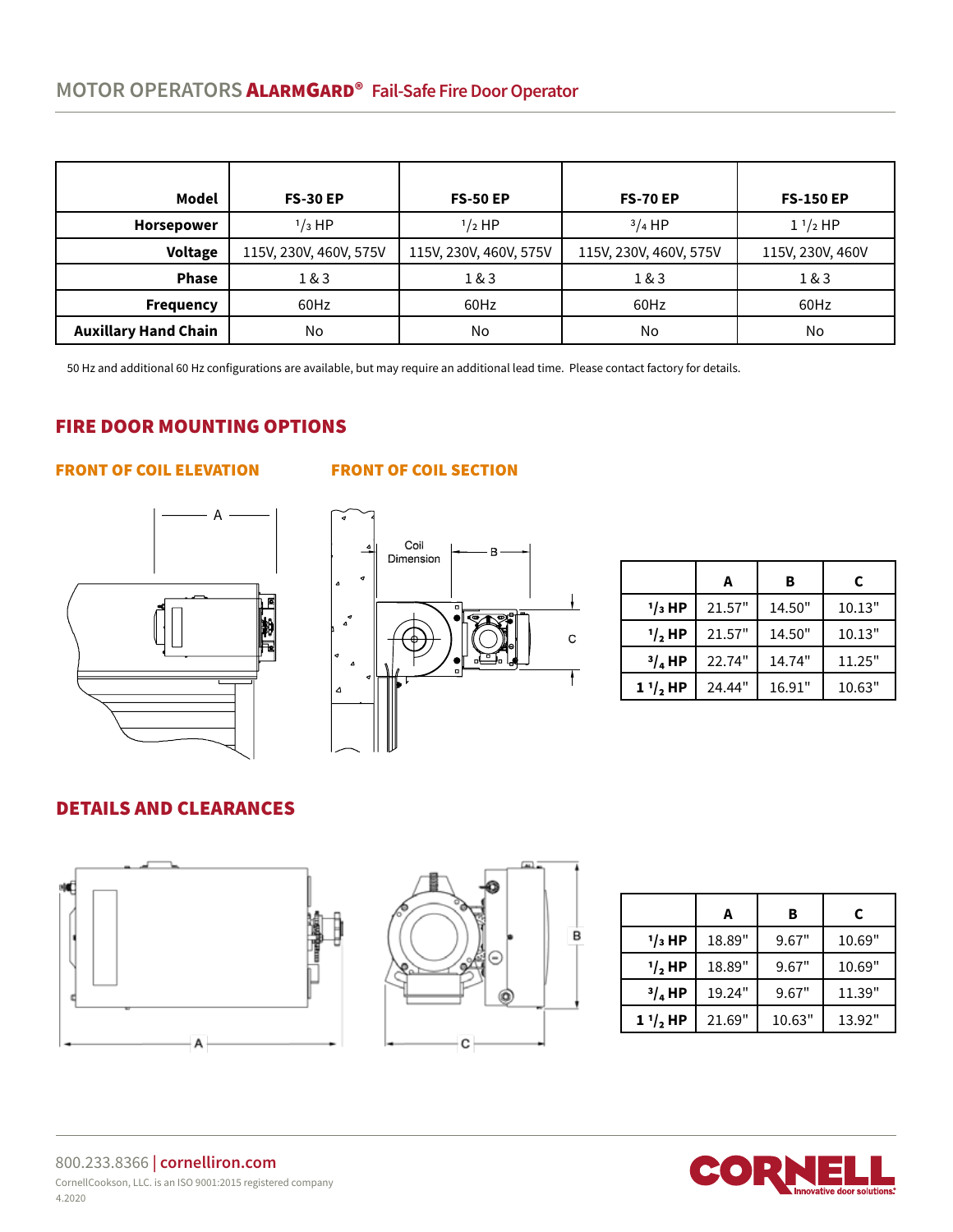## MOTOR OPERATORS ALARMGARD® Fail-Safe Fire Door Operator

| Model | FS-30 EP | FS-50 EP | FS-70 EP | FS-150 EP |
|---|---|---|---|---|
| Horsepower | 1/3 HP | 1/2 HP | 3/4 HP | 1 1/2 HP |
| Voltage | 115V, 230V, 460V, 575V | 115V, 230V, 460V, 575V | 115V, 230V, 460V, 575V | 115V, 230V, 460V |
| Phase | 1 & 3 | 1 & 3 | 1 & 3 | 1 & 3 |
| Frequency | 60Hz | 60Hz | 60Hz | 60Hz |
| Auxillary Hand Chain | No | No | No | No |

50 Hz and additional 60 Hz configurations are available, but may require an additional lead time. Please contact factory for details.

## FIRE DOOR MOUNTING OPTIONS

### FRONT OF COIL ELEVATION

A

### FRONT OF COIL SECTION

Coil Dimension

B

C

| | A | B | C |
|---|---|---|---|
| 1/3 HP | 21.57" | 14.50" | 10.13" |
| 1/2 HP | 21.57" | 14.50" | 10.13" |
| 3/4 HP | 22.74" | 14.74" | 11.25" |
| 1 1/2 HP | 24.44" | 16.91" | 10.63" |

## DETAILS AND CLEARANCES

A

B

C

| | A | B | C |
|---|---|---|---|
| 1/3 HP | 18.89" | 9.67" | 10.69" |
| 1/2 HP | 18.89" | 9.67" | 10.69" |
| 3/4 HP | 19.24" | 9.67" | 11.39" |
| 1 1/2 HP | 21.69" | 10.63" | 13.92" |

800.233.8366 | cornelliron.com

CornellCookson, LLC. is an ISO 9001:2015 registered company

4.2020

CORNELL Innovative door solutions.